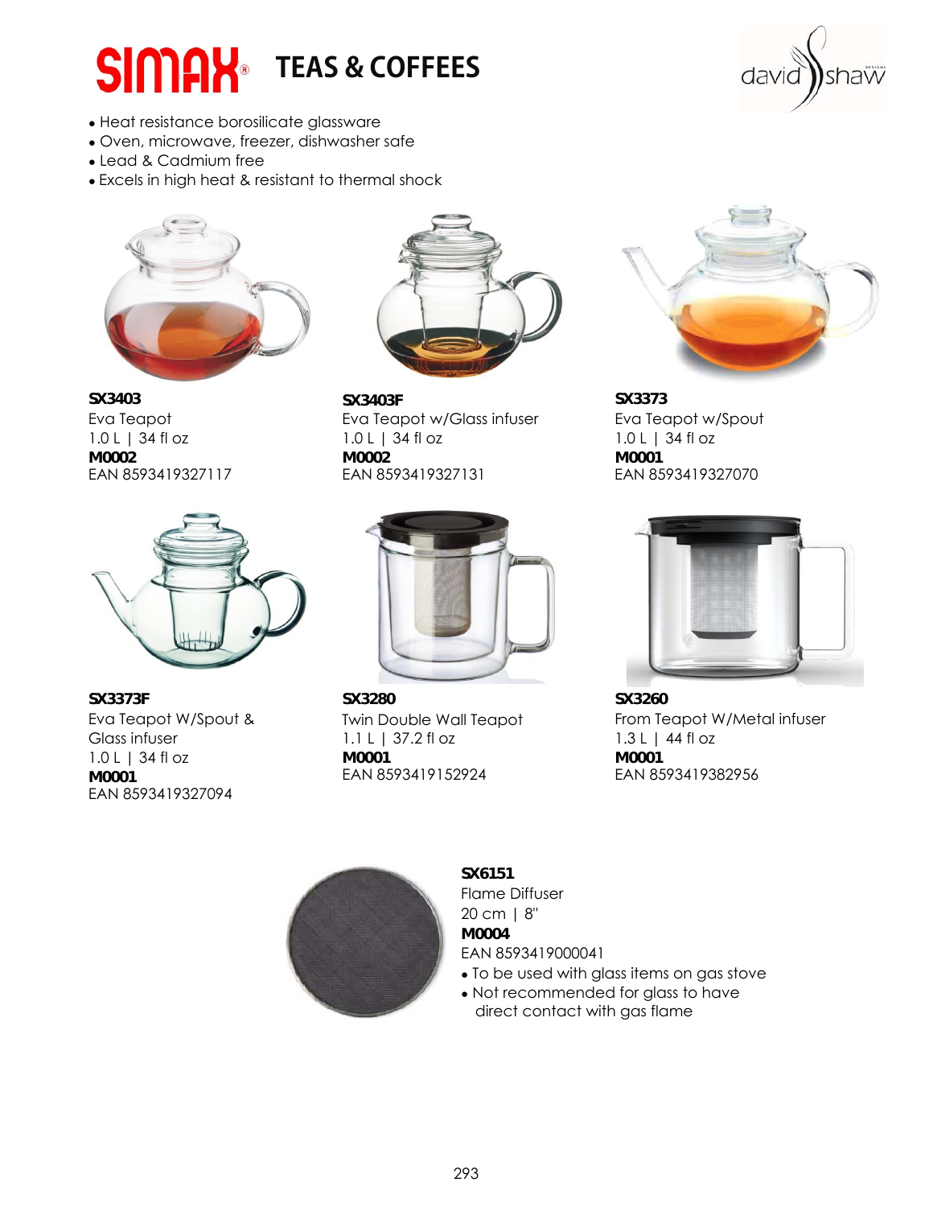# SIMAX® TEAS & COFFEES

david shaw DESIGNS

- Heat resistance borosilicate glassware
- Oven, microwave, freezer, dishwasher safe
- Lead & Cadmium free
- Excels in high heat & resistant to thermal shock

**SX3403**
Eva Teapot
1.0 L | 34 fl oz
**M0002**
EAN 8593419327117

**SX3403F**
Eva Teapot w/Glass infuser
1.0 L | 34 fl oz
**M0002**
EAN 8593419327131

**SX3373**
Eva Teapot w/Spout
1.0 L | 34 fl oz
**M0001**
EAN 8593419327070

**SX3373F**
Eva Teapot W/Spout & Glass infuser
1.0 L | 34 fl oz
**M0001**
EAN 8593419327094

**SX3280**
Twin Double Wall Teapot
1.1 L | 37.2 fl oz
**M0001**
EAN 8593419152924

**SX3260**
From Teapot W/Metal infuser
1.3 L | 44 fl oz
**M0001**
EAN 8593419382956

**SX6151**
Flame Diffuser
20 cm | 8''
**M0004**
EAN 8593419000041

- To be used with glass items on gas stove
- Not recommended for glass to have direct contact with gas flame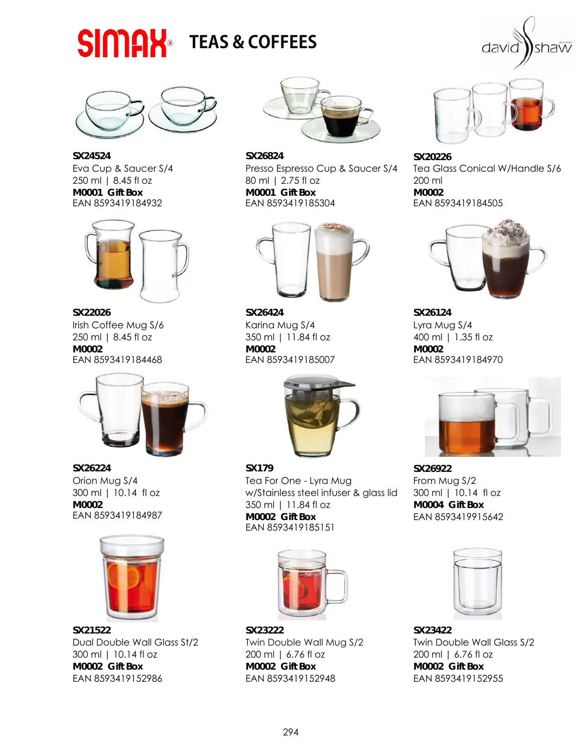# SIMAX® TEAS & COFFEES

david shaw

**SX24524**
Eva Cup & Saucer S/4
250 ml | 8.45 fl oz
**M0001 Gift Box**
EAN 8593419184932

**SX26824**
Presso Espresso Cup & Saucer S/4
80 ml | 2.75 fl oz
**M0001 Gift Box**
EAN 8593419185304

**SX20226**
Tea Glass Conical W/Handle S/6
200 ml
**M0002**
EAN 8593419184505

**SX22026**
Irish Coffee Mug S/6
250 ml | 8.45 fl oz
**M0002**
EAN 8593419184468

**SX26424**
Karina Mug S/4
350 ml | 11.84 fl oz
**M0002**
EAN 8593419185007

**SX26124**
Lyra Mug S/4
400 ml | 1.35 fl oz
**M0002**
EAN 8593419184970

**SX26224**
Orion Mug S/4
300 ml | 10.14 fl oz
**M0002**
EAN 8593419184987

**SX179**
Tea For One - Lyra Mug
w/Stainless steel infuser & glass lid
350 ml | 11.84 fl oz
**M0002 Gift Box**
EAN 8593419185151

**SX26922**
From Mug S/2
300 ml | 10.14 fl oz
**M0004 Gift Box**
EAN 8593419915642

**SX21522**
Dual Double Wall Glass St/2
300 ml | 10.14 fl oz
**M0002 Gift Box**
EAN 8593419152986

**SX23222**
Twin Double Wall Mug S/2
200 ml | 6.76 fl oz
**M0002 Gift Box**
EAN 8593419152948

**SX23422**
Twin Double Wall Glass S/2
200 ml | 6.76 fl oz
**M0002 Gift Box**
EAN 8593419152955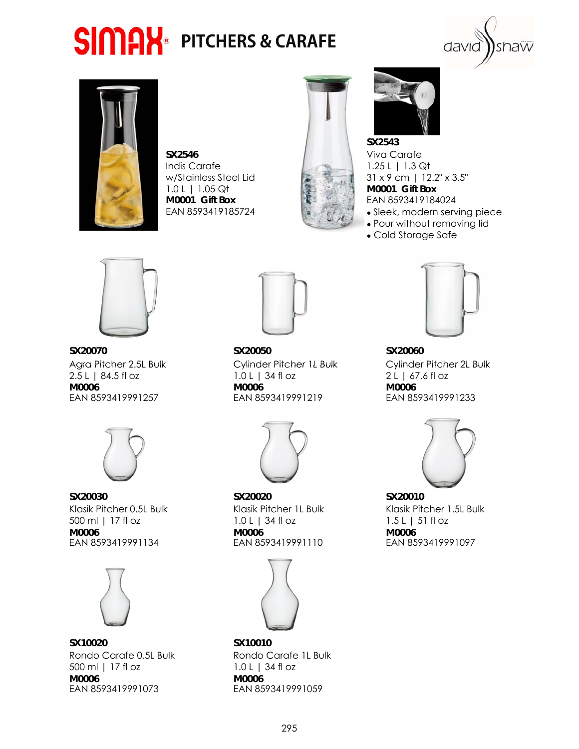# SIMAX® PITCHERS & CARAFE

**SX2546**
Indis Carafe
w/Stainless Steel Lid
1.0 L | 1.05 Qt
**M0001 Gift Box**
EAN 8593419185724

**SX2543**
Viva Carafe
1.25 L | 1.3 Qt
31 x 9 cm | 12.2" x 3.5"
**M0001 Gift Box**
EAN 8593419184024
- Sleek, modern serving piece
- Pour without removing lid
- Cold Storage Safe

**SX20070**
Agra Pitcher 2.5L Bulk
2.5 L | 84.5 fl oz
**M0006**
EAN 8593419991257

**SX20050**
Cylinder Pitcher 1L Bulk
1.0 L | 34 fl oz
**M0006**
EAN 8593419991219

**SX20060**
Cylinder Pitcher 2L Bulk
2 L | 67.6 fl oz
**M0006**
EAN 8593419991233

**SX20030**
Klasik Pitcher 0.5L Bulk
500 ml | 17 fl oz
**M0006**
EAN 8593419991134

**SX20020**
Klasik Pitcher 1L Bulk
1.0 L | 34 fl oz
**M0006**
EAN 8593419991110

**SX20010**
Klasik Pitcher 1.5L Bulk
1.5 L | 51 fl oz
**M0006**
EAN 8593419991097

**SX10020**
Rondo Carafe 0.5L Bulk
500 ml | 17 fl oz
**M0006**
EAN 8593419991073

**SX10010**
Rondo Carafe 1L Bulk
1.0 L | 34 fl oz
**M0006**
EAN 8593419991059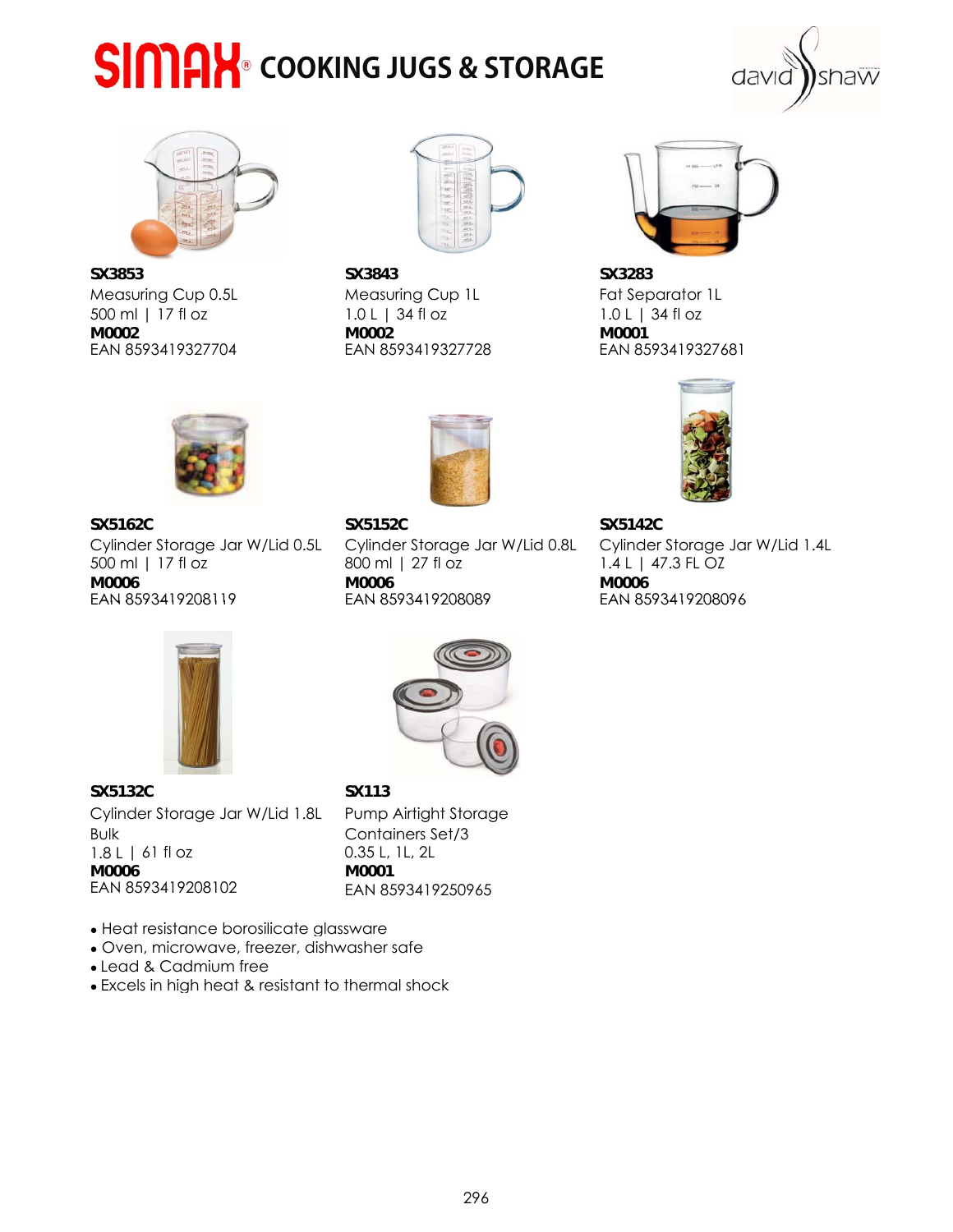# SIMAX® COOKING JUGS & STORAGE

**SX3853**
Measuring Cup 0.5L
500 ml | 17 fl oz
**M0002**
EAN 8593419327704

**SX3843**
Measuring Cup 1L
1.0 L | 34 fl oz
**M0002**
EAN 8593419327728

**SX3283**
Fat Separator 1L
1.0 L | 34 fl oz
**M0001**
EAN 8593419327681

**SX5162C**
Cylinder Storage Jar W/Lid 0.5L
500 ml | 17 fl oz
**M0006**
EAN 8593419208119

**SX5152C**
Cylinder Storage Jar W/Lid 0.8L
800 ml | 27 fl oz
**M0006**
EAN 8593419208089

**SX5142C**
Cylinder Storage Jar W/Lid 1.4L
1.4 L | 47.3 FL OZ
**M0006**
EAN 8593419208096

**SX5132C**
Cylinder Storage Jar W/Lid 1.8L Bulk
1.8 L | 61 fl oz
**M0006**
EAN 8593419208102

**SX113**
Pump Airtight Storage Containers Set/3
0.35 L, 1L, 2L
**M0001**
EAN 8593419250965

- Heat resistance borosilicate glassware
- Oven, microwave, freezer, dishwasher safe
- Lead & Cadmium free
- Excels in high heat & resistant to thermal shock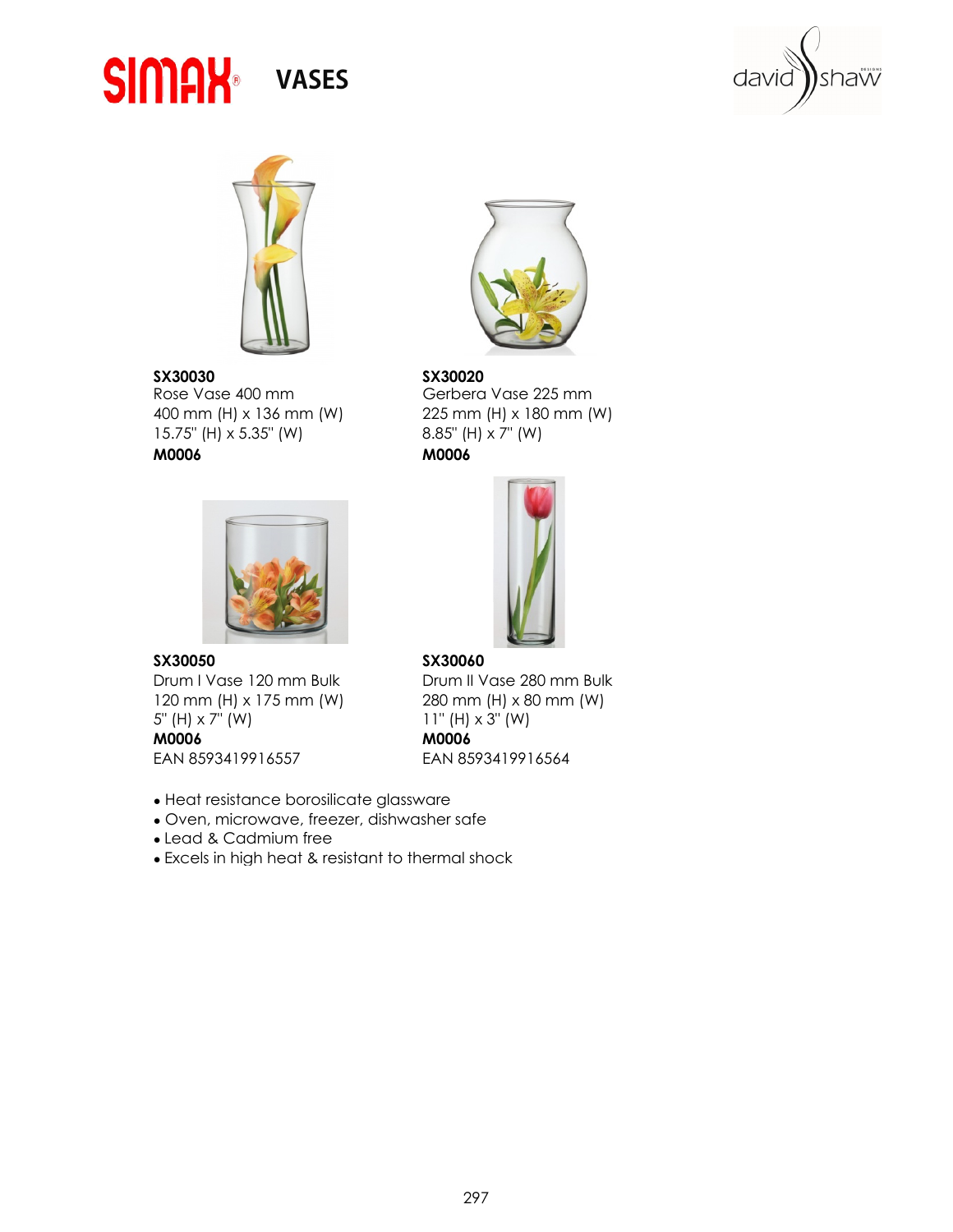# SIMAX® VASES

**SX30030**
Rose Vase 400 mm
400 mm (H) x 136 mm (W)
15.75" (H) x 5.35" (W)
**M0006**

**SX30020**
Gerbera Vase 225 mm
225 mm (H) x 180 mm (W)
8.85" (H) x 7" (W)
**M0006**

**SX30050**
Drum I Vase 120 mm Bulk
120 mm (H) x 175 mm (W)
5" (H) x 7" (W)
**M0006**
EAN 8593419916557

**SX30060**
Drum II Vase 280 mm Bulk
280 mm (H) x 80 mm (W)
11" (H) x 3" (W)
**M0006**
EAN 8593419916564

- Heat resistance borosilicate glassware
- Oven, microwave, freezer, dishwasher safe
- Lead & Cadmium free
- Excels in high heat & resistant to thermal shock